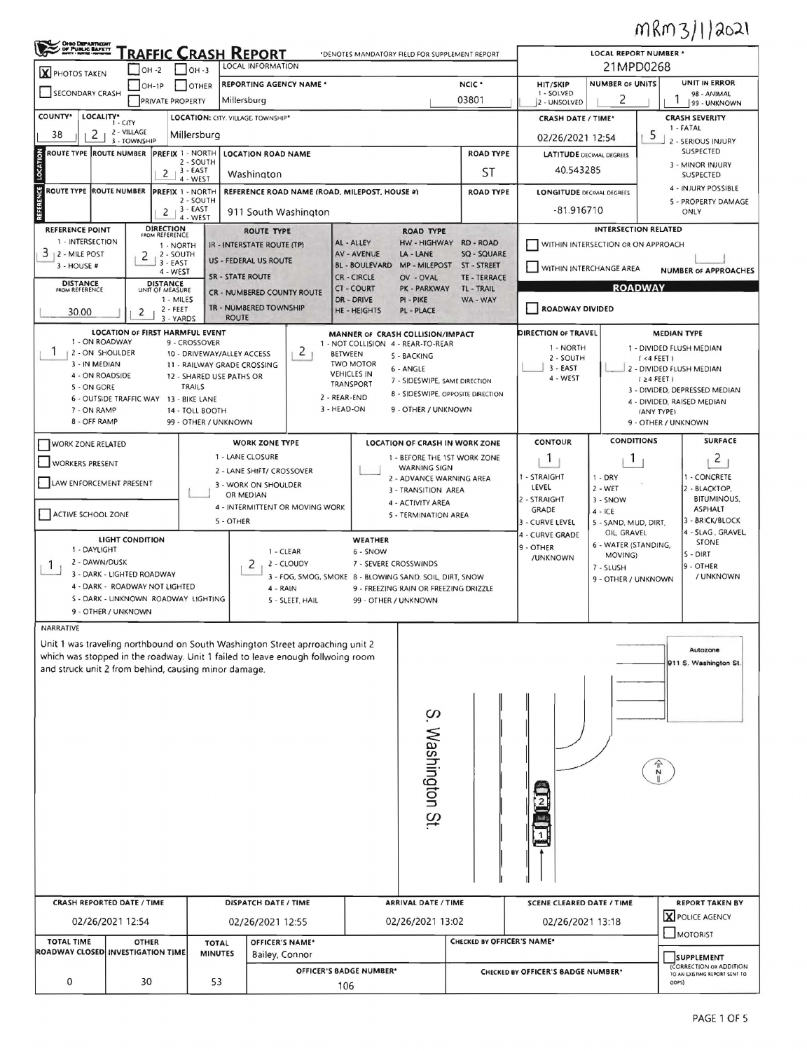MRM 3/1/2021

# TRAFFIC CRASH REPORT

*DENOTES MANDATORY FIELD FOR SUPPLEMENT REPORT

| | |
|---|---|
| [X] PHOTOS TAKEN | [ ] OH-2 [ ] OH-3 |
| [ ] SECONDARY CRASH | [ ] OH-1P [ ] OTHER [ ] PRIVATE PROPERTY |

**LOCAL INFORMATION:** Millersburg

**REPORTING AGENCY NAME *:** Millersburg | **NCIC *:** 03801

**LOCAL REPORT NUMBER *:** 21MPD0268

| HIT/SKIP | NUMBER OF UNITS | UNIT IN ERROR |
|---|---|---|
| 2 (1 - SOLVED, 2 - UNSOLVED) | 2 | 1 (98 - ANIMAL, 99 - UNKNOWN) |

**COUNTY*:** 38 | **LOCALITY*:** 2 (1 - CITY, 2 - VILLAGE, 3 - TOWNSHIP) | **LOCATION: CITY, VILLAGE, TOWNSHIP*:** Millersburg

**CRASH DATE / TIME*:** 02/26/2021 12:54

**CRASH SEVERITY:** 5 (1 - FATAL, 2 - SERIOUS INJURY SUSPECTED, 3 - MINOR INJURY SUSPECTED, 4 - INJURY POSSIBLE, 5 - PROPERTY DAMAGE ONLY)

## LOCATION

| ROUTE TYPE | ROUTE NUMBER | PREFIX | LOCATION ROAD NAME | ROAD TYPE |
|---|---|---|---|---|
| | | 2 | Washington | ST |

**LATITUDE DECIMAL DEGREES:** 40.543285

## REFERENCE

| ROUTE TYPE | ROUTE NUMBER | PREFIX | REFERENCE ROAD NAME (ROAD, MILEPOST, HOUSE #) | ROAD TYPE |
|---|---|---|---|---|
| | | 2 | 911 South Washington | |

**LONGITUDE DECIMAL DEGREES:** -81.916710

PREFIX: 1 - NORTH, 2 - SOUTH, 3 - EAST, 4 - WEST

**REFERENCE POINT:** 3 (1 - INTERSECTION, 2 - MILE POST, 3 - HOUSE #)

**DIRECTION FROM REFERENCE:** 2 (1 - NORTH, 2 - SOUTH, 3 - EAST, 4 - WEST)

**DISTANCE FROM REFERENCE:** 30.00

**DISTANCE UNIT OF MEASURE:** 2 (1 - MILES, 2 - FEET, 3 - YARDS)

**ROUTE TYPE:** IR - INTERSTATE ROUTE (TP), US - FEDERAL US ROUTE, SR - STATE ROUTE, CR - NUMBERED COUNTY ROUTE, TR - NUMBERED TOWNSHIP ROUTE

**ROAD TYPE:** AL - ALLEY, AV - AVENUE, BL - BOULEVARD, CR - CIRCLE, CT - COURT, DR - DRIVE, HE - HEIGHTS, HW - HIGHWAY, LA - LANE, MP - MILEPOST, OV - OVAL, PK - PARKWAY, PI - PIKE, PL - PLACE, RD - ROAD, SQ - SQUARE, ST - STREET, TE - TERRACE, TL - TRAIL, WA - WAY

**INTERSECTION RELATED**

[ ] WITHIN INTERSECTION OR ON APPROACH

[ ] WITHIN INTERCHANGE AREA — NUMBER OF APPROACHES: 

**ROADWAY**

[ ] ROADWAY DIVIDED

**LOCATION OF FIRST HARMFUL EVENT:** 1
1 - ON ROADWAY, 2 - ON SHOULDER, 3 - IN MEDIAN, 4 - ON ROADSIDE, 5 - ON GORE, 6 - OUTSIDE TRAFFIC WAY, 7 - ON RAMP, 8 - OFF RAMP, 9 - CROSSOVER, 10 - DRIVEWAY/ALLEY ACCESS, 11 - RAILWAY GRADE CROSSING, 12 - SHARED USE PATHS OR TRAILS, 13 - BIKE LANE, 14 - TOLL BOOTH, 99 - OTHER / UNKNOWN

**MANNER OF CRASH COLLISION/IMPACT:** 2
1 - NOT COLLISION BETWEEN TWO MOTOR VEHICLES IN TRANSPORT, 2 - REAR-END, 3 - HEAD-ON, 4 - REAR-TO-REAR, 5 - BACKING, 6 - ANGLE, 7 - SIDESWIPE, SAME DIRECTION, 8 - SIDESWIPE, OPPOSITE DIRECTION, 9 - OTHER / UNKNOWN

**DIRECTION OF TRAVEL:** 1 - NORTH, 2 - SOUTH, 3 - EAST, 4 - WEST

**MEDIAN TYPE:** 1 - DIVIDED FLUSH MEDIAN (<4 FEET), 2 - DIVIDED FLUSH MEDIAN (≥4 FEET), 3 - DIVIDED, DEPRESSED MEDIAN, 4 - DIVIDED, RAISED MEDIAN (ANY TYPE), 9 - OTHER / UNKNOWN

[ ] WORK ZONE RELATED
[ ] WORKERS PRESENT
[ ] LAW ENFORCEMENT PRESENT
[ ] ACTIVE SCHOOL ZONE

**WORK ZONE TYPE:** 1 - LANE CLOSURE, 2 - LANE SHIFT/ CROSSOVER, 3 - WORK ON SHOULDER OR MEDIAN, 4 - INTERMITTENT OR MOVING WORK, 5 - OTHER

**LOCATION OF CRASH IN WORK ZONE:** 1 - BEFORE THE 1ST WORK ZONE WARNING SIGN, 2 - ADVANCE WARNING AREA, 3 - TRANSITION AREA, 4 - ACTIVITY AREA, 5 - TERMINATION AREA

**CONTOUR:** 1 (1 - STRAIGHT LEVEL, 2 - STRAIGHT GRADE, 3 - CURVE LEVEL, 4 - CURVE GRADE, 9 - OTHER /UNKNOWN)

**CONDITIONS:** 1 (1 - DRY, 2 - WET, 3 - SNOW, 4 - ICE, 5 - SAND, MUD, DIRT, OIL, GRAVEL, 6 - WATER (STANDING, MOVING), 7 - SLUSH, 9 - OTHER / UNKNOWN)

**SURFACE:** 2 (1 - CONCRETE, 2 - BLACKTOP, BITUMINOUS, ASPHALT, 3 - BRICK/BLOCK, 4 - SLAG, GRAVEL, STONE, 5 - DIRT, 9 - OTHER / UNKNOWN)

**LIGHT CONDITION:** 1 (1 - DAYLIGHT, 2 - DAWN/DUSK, 3 - DARK - LIGHTED ROADWAY, 4 - DARK - ROADWAY NOT LIGHTED, 5 - DARK - UNKNOWN ROADWAY LIGHTING, 9 - OTHER / UNKNOWN)

**WEATHER:** 2 (1 - CLEAR, 2 - CLOUDY, 3 - FOG, SMOG, SMOKE, 4 - RAIN, 5 - SLEET, HAIL, 6 - SNOW, 7 - SEVERE CROSSWINDS, 8 - BLOWING SAND, SOIL, DIRT, SNOW, 9 - FREEZING RAIN OR FREEZING DRIZZLE, 99 - OTHER / UNKNOWN)

## NARRATIVE

Unit 1 was traveling northbound on South Washington Street aprroaching unit 2 which was stopped in the roadway. Unit 1 failed to leave enough follwoing room and struck unit 2 from behind, causing minor damage.

Diagram labels: S. Washington St. — Autozone 911 S. Washington St. — N

| CRASH REPORTED DATE / TIME | DISPATCH DATE / TIME | ARRIVAL DATE / TIME | SCENE CLEARED DATE / TIME | REPORT TAKEN BY |
|---|---|---|---|---|
| 02/26/2021 12:54 | 02/26/2021 12:55 | 02/26/2021 13:02 | 02/26/2021 13:18 | [X] POLICE AGENCY [ ] MOTORIST |

| TOTAL TIME ROADWAY CLOSED | OTHER INVESTIGATION TIME | TOTAL MINUTES | OFFICER'S NAME* | CHECKED BY OFFICER'S NAME* |
|---|---|---|---|---|
| 0 | 30 | 53 | Bailey, Connor | |

**OFFICER'S BADGE NUMBER*:** 106

**CHECKED BY OFFICER'S BADGE NUMBER*:** 

[ ] SUPPLEMENT (CORRECTION OR ADDITION TO AN EXISTING REPORT SENT TO ODPS)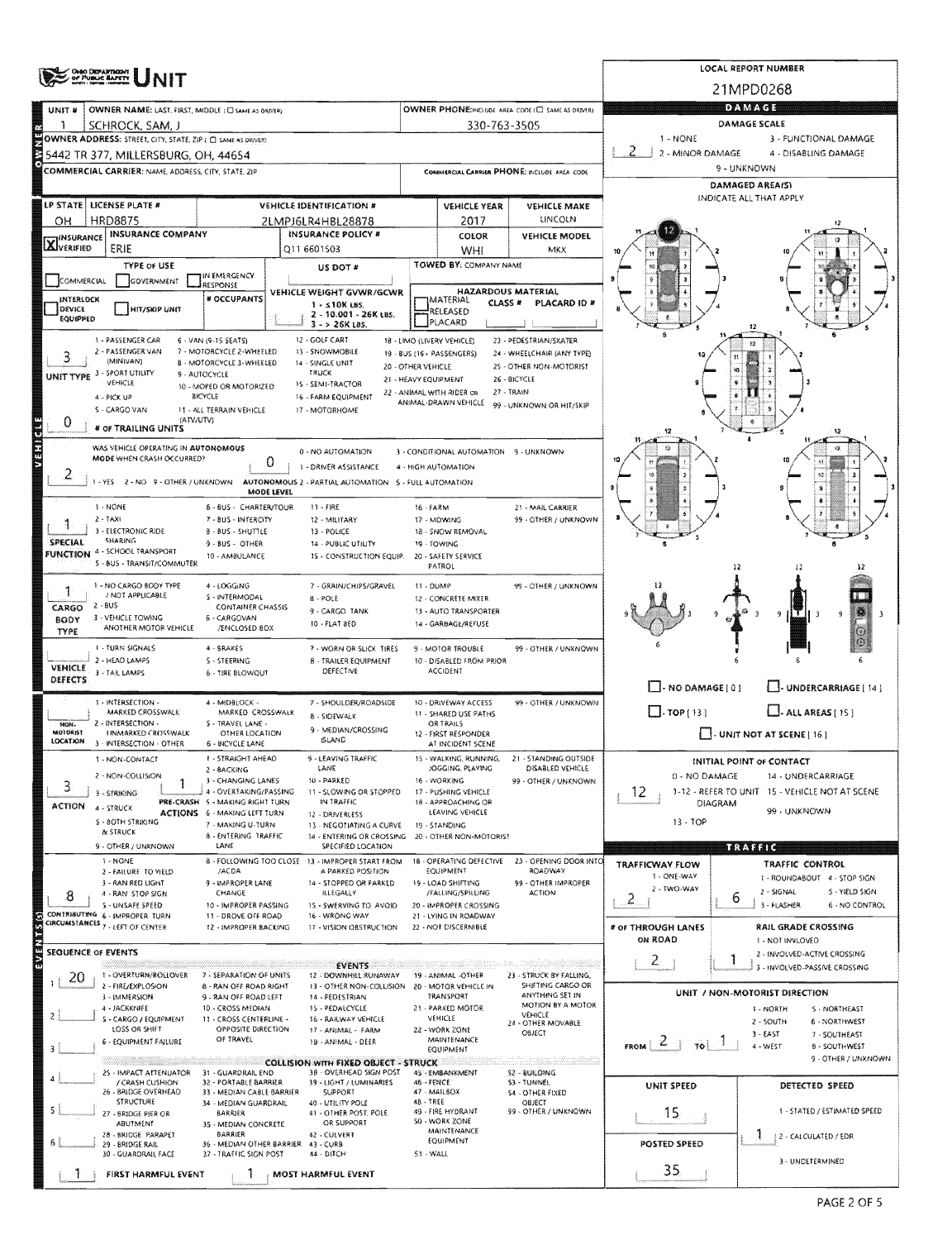# UNIT

**LOCAL REPORT NUMBER:** 21MPD0268

## OWNER

| Field | Value |
|---|---|
| UNIT # | 1 |
| OWNER NAME: LAST, FIRST, MIDDLE | SCHROCK, SAM, J |
| OWNER PHONE | 330-763-3505 |
| OWNER ADDRESS: STREET, CITY, STATE, ZIP | 5442 TR 377, MILLERSBURG, OH, 44654 |
| COMMERCIAL CARRIER: NAME, ADDRESS, CITY, STATE, ZIP | |
| COMMERCIAL CARRIER PHONE | |

## VEHICLE

| LP STATE | LICENSE PLATE # | VEHICLE IDENTIFICATION # | VEHICLE YEAR | VEHICLE MAKE |
|---|---|---|---|---|
| OH | HRD8875 | 2LMPJ6LR4HBL28878 | 2017 | LINCOLN |

| INSURANCE | INSURANCE COMPANY | INSURANCE POLICY # | COLOR | VEHICLE MODEL |
|---|---|---|---|---|
| X VERIFIED | ERIE | Q11 6601503 | WHI | MKX |

- TYPE OF USE: COMMERCIAL / GOVERNMENT / IN EMERGENCY RESPONSE
- US DOT #:
- TOWED BY: COMPANY NAME:
- INTERLOCK DEVICE EQUIPPED / HIT/SKIP UNIT
- # OCCUPANTS:
- VEHICLE WEIGHT GVWR/GCWR: 1 - ≤10K LBS. 2 - 10.001 - 26K LBS. 3 - > 26K LBS.
- HAZARDOUS MATERIAL: MATERIAL CLASS # / RELEASED / PLACARD; PLACARD ID #

**UNIT TYPE:** 3
1 - PASSENGER CAR, 2 - PASSENGER VAN (MINIVAN), 3 - SPORT UTILITY VEHICLE, 4 - PICK UP, 5 - CARGO VAN, 6 - VAN (9-15 SEATS), 7 - MOTORCYCLE 2-WHEELED, 8 - MOTORCYCLE 3-WHEELED, 9 - AUTOCYCLE, 10 - MOPED OR MOTORIZED BICYCLE, 11 - ALL TERRAIN VEHICLE (ATV/UTV), 12 - GOLF CART, 13 - SNOWMOBILE, 14 - SINGLE UNIT TRUCK, 15 - SEMI-TRACTOR, 16 - FARM EQUIPMENT, 17 - MOTORHOME, 18 - LIMO (LIVERY VEHICLE), 19 - BUS (16+ PASSENGERS), 20 - OTHER VEHICLE, 21 - HEAVY EQUIPMENT, 22 - ANIMAL WITH RIDER OR ANIMAL-DRAWN VEHICLE, 23 - PEDESTRIAN/SKATER, 24 - WHEELCHAIR (ANY TYPE), 25 - OTHER NON-MOTORIST, 26 - BICYCLE, 27 - TRAIN, 99 - UNKNOWN OR HIT/SKIP

**# OF TRAILING UNITS:** 0

**WAS VEHICLE OPERATING IN AUTONOMOUS MODE WHEN CRASH OCCURRED?** 2
1 - YES, 2 - NO, 9 - OTHER / UNKNOWN

**AUTONOMOUS MODE LEVEL:** 0
0 - NO AUTOMATION, 1 - DRIVER ASSISTANCE, 2 - PARTIAL AUTOMATION, 3 - CONDITIONAL AUTOMATION, 4 - HIGH AUTOMATION, 5 - FULL AUTOMATION, 9 - UNKNOWN

**SPECIAL FUNCTION:** 1
1 - NONE, 2 - TAXI, 3 - ELECTRONIC RIDE SHARING, 4 - SCHOOL TRANSPORT, 5 - BUS - TRANSIT/COMMUTER, 6 - BUS - CHARTER/TOUR, 7 - BUS - INTERCITY, 8 - BUS - SHUTTLE, 9 - BUS - OTHER, 10 - AMBULANCE, 11 - FIRE, 12 - MILITARY, 13 - POLICE, 14 - PUBLIC UTILITY, 15 - CONSTRUCTION EQUIP., 16 - FARM, 17 - MOWING, 18 - SNOW REMOVAL, 19 - TOWING, 20 - SAFETY SERVICE PATROL, 21 - MAIL CARRIER, 99 - OTHER / UNKNOWN

**CARGO BODY TYPE:** 1
1 - NO CARGO BODY TYPE / NOT APPLICABLE, 2 - BUS, 3 - VEHICLE TOWING ANOTHER MOTOR VEHICLE, 4 - LOGGING, 5 - INTERMODAL CONTAINER CHASSIS, 6 - CARGOVAN /ENCLOSED BOX, 7 - GRAIN/CHIPS/GRAVEL, 8 - POLE, 9 - CARGO TANK, 10 - FLAT BED, 11 - DUMP, 12 - CONCRETE MIXER, 13 - AUTO TRANSPORTER, 14 - GARBAGE/REFUSE, 99 - OTHER / UNKNOWN

**VEHICLE DEFECTS:**
1 - TURN SIGNALS, 2 - HEAD LAMPS, 3 - TAIL LAMPS, 4 - BRAKES, 5 - STEERING, 6 - TIRE BLOWOUT, 7 - WORN OR SLICK TIRES, 8 - TRAILER EQUIPMENT DEFECTIVE, 9 - MOTOR TROUBLE, 10 - DISABLED FROM PRIOR ACCIDENT, 99 - OTHER / UNKNOWN

**NON-MOTORIST LOCATION:**
1 - INTERSECTION - MARKED CROSSWALK, 2 - INTERSECTION - UNMARKED CROSSWALK, 3 - INTERSECTION - OTHER, 4 - MIDBLOCK - MARKED CROSSWALK, 5 - TRAVEL LANE - OTHER LOCATION, 6 - BICYCLE LANE, 7 - SHOULDER/ROADSIDE, 8 - SIDEWALK, 9 - MEDIAN/CROSSING ISLAND, 10 - DRIVEWAY ACCESS, 11 - SHARED USE PATHS OR TRAILS, 12 - FIRST RESPONDER AT INCIDENT SCENE, 99 - OTHER / UNKNOWN

**ACTION:** 3
1 - NON-CONTACT, 2 - NON-COLLISION, 3 - STRIKING, 4 - STRUCK, 5 - BOTH STRIKING & STRUCK, 9 - OTHER / UNKNOWN

**PRE-CRASH ACTIONS:** 1
1 - STRAIGHT AHEAD, 2 - BACKING, 3 - CHANGING LANES, 4 - OVERTAKING/PASSING, 5 - MAKING RIGHT TURN, 6 - MAKING LEFT TURN, 7 - MAKING U-TURN, 8 - ENTERING TRAFFIC LANE, 9 - LEAVING TRAFFIC LANE, 10 - PARKED, 11 - SLOWING OR STOPPED IN TRAFFIC, 12 - DRIVERLESS, 13 - NEGOTIATING A CURVE, 14 - ENTERING OR CROSSING SPECIFIED LOCATION, 15 - WALKING, RUNNING, JOGGING, PLAYING, 16 - WORKING, 17 - PUSHING VEHICLE, 18 - APPROACHING OR LEAVING VEHICLE, 19 - STANDING, 20 - OTHER NON-MOTORIST, 21 - STANDING OUTSIDE DISABLED VEHICLE, 99 - OTHER / UNKNOWN

**CONTRIBUTING CIRCUMSTANCES:** 8
1 - NONE, 2 - FAILURE TO YIELD, 3 - RAN RED LIGHT, 4 - RAN STOP SIGN, 5 - UNSAFE SPEED, 6 - IMPROPER TURN, 7 - LEFT OF CENTER, 8 - FOLLOWING TOO CLOSE /ACDA, 9 - IMPROPER LANE CHANGE, 10 - IMPROPER PASSING, 11 - DROVE OFF ROAD, 12 - IMPROPER BACKING, 13 - IMPROPER START FROM A PARKED POSITION, 14 - STOPPED OR PARKED ILLEGALLY, 15 - SWERVING TO AVOID, 16 - WRONG WAY, 17 - VISION OBSTRUCTION, 18 - OPERATING DEFECTIVE EQUIPMENT, 19 - LOAD SHIFTING /FALLING/SPILLING, 20 - IMPROPER CROSSING, 21 - LYING IN ROADWAY, 22 - NOT DISCERNIBLE, 23 - OPENING DOOR INTO ROADWAY, 99 - OTHER IMPROPER ACTION

## EVENTS

**SEQUENCE OF EVENTS:**
1. 20
2.
3.
4.
5.
6.

**EVENTS:** 1 - OVERTURN/ROLLOVER, 2 - FIRE/EXPLOSION, 3 - IMMERSION, 4 - JACKKNIFE, 5 - CARGO / EQUIPMENT LOSS OR SHIFT, 6 - EQUIPMENT FAILURE, 7 - SEPARATION OF UNITS, 8 - RAN OFF ROAD RIGHT, 9 - RAN OFF ROAD LEFT, 10 - CROSS MEDIAN, 11 - CROSS CENTERLINE - OPPOSITE DIRECTION OF TRAVEL, 12 - DOWNHILL RUNAWAY, 13 - OTHER NON-COLLISION, 14 - PEDESTRIAN, 15 - PEDALCYCLE, 16 - RAILWAY VEHICLE, 17 - ANIMAL - FARM, 18 - ANIMAL - DEER, 19 - ANIMAL -OTHER, 20 - MOTOR VEHICLE IN TRANSPORT, 21 - PARKED MOTOR VEHICLE, 22 - WORK ZONE MAINTENANCE EQUIPMENT, 23 - STRUCK BY FALLING, SHIFTING CARGO OR ANYTHING SET IN MOTION BY A MOTOR VEHICLE, 24 - OTHER MOVABLE OBJECT

**COLLISION WITH FIXED OBJECT - STRUCK:** 25 - IMPACT ATTENUATOR / CRASH CUSHION, 26 - BRIDGE OVERHEAD STRUCTURE, 27 - BRIDGE PIER OR ABUTMENT, 28 - BRIDGE PARAPET, 29 - BRIDGE RAIL, 30 - GUARDRAIL FACE, 31 - GUARDRAIL END, 32 - PORTABLE BARRIER, 33 - MEDIAN CABLE BARRIER, 34 - MEDIAN GUARDRAIL BARRIER, 35 - MEDIAN CONCRETE BARRIER, 36 - MEDIAN OTHER BARRIER, 37 - TRAFFIC SIGN POST, 38 - OVERHEAD SIGN POST, 39 - LIGHT / LUMINARIES SUPPORT, 40 - UTILITY POLE, 41 - OTHER POST, POLE OR SUPPORT, 42 - CULVERT, 43 - CURB, 44 - DITCH, 45 - EMBANKMENT, 46 - FENCE, 47 - MAILBOX, 48 - TREE, 49 - FIRE HYDRANT, 50 - WORK ZONE MAINTENANCE EQUIPMENT, 51 - WALL, 52 - BUILDING, 53 - TUNNEL, 54 - OTHER FIXED OBJECT, 99 - OTHER / UNKNOWN

**FIRST HARMFUL EVENT:** 1 **MOST HARMFUL EVENT:** 1

## DAMAGE

**DAMAGE SCALE:** 2
1 - NONE, 2 - MINOR DAMAGE, 3 - FUNCTIONAL DAMAGE, 4 - DISABLING DAMAGE, 9 - UNKNOWN

**DAMAGED AREA(S)** (INDICATE ALL THAT APPLY): 12

- NO DAMAGE [0]
- UNDERCARRIAGE [14]
- TOP [13]
- ALL AREAS [15]
- UNIT NOT AT SCENE [16]

**INITIAL POINT OF CONTACT:** 12
0 - NO DAMAGE, 1-12 - REFER TO UNIT DIAGRAM, 13 - TOP, 14 - UNDERCARRIAGE, 15 - VEHICLE NOT AT SCENE, 99 - UNKNOWN

## TRAFFIC

**TRAFFICWAY FLOW:** 2
1 - ONE-WAY, 2 - TWO-WAY

**TRAFFIC CONTROL:** 6
1 - ROUNDABOUT, 2 - SIGNAL, 3 - FLASHER, 4 - STOP SIGN, 5 - YIELD SIGN, 6 - NO CONTROL

**# OF THROUGH LANES ON ROAD:** 2

**RAIL GRADE CROSSING:** 1
1 - NOT INVLOVED, 2 - INVOLVED-ACTIVE CROSSING, 3 - INVOLVED-PASSIVE CROSSING

**UNIT / NON-MOTORIST DIRECTION:** FROM 2 TO 1
1 - NORTH, 2 - SOUTH, 3 - EAST, 4 - WEST, 5 - NORTHEAST, 6 - NORTHWEST, 7 - SOUTHEAST, 8 - SOUTHWEST, 9 - OTHER / UNKNOWN

**UNIT SPEED:** 15

**DETECTED SPEED:** 1
1 - STATED / ESTIMATED SPEED, 2 - CALCULATED / EDR, 3 - UNDETERMINED

**POSTED SPEED:** 35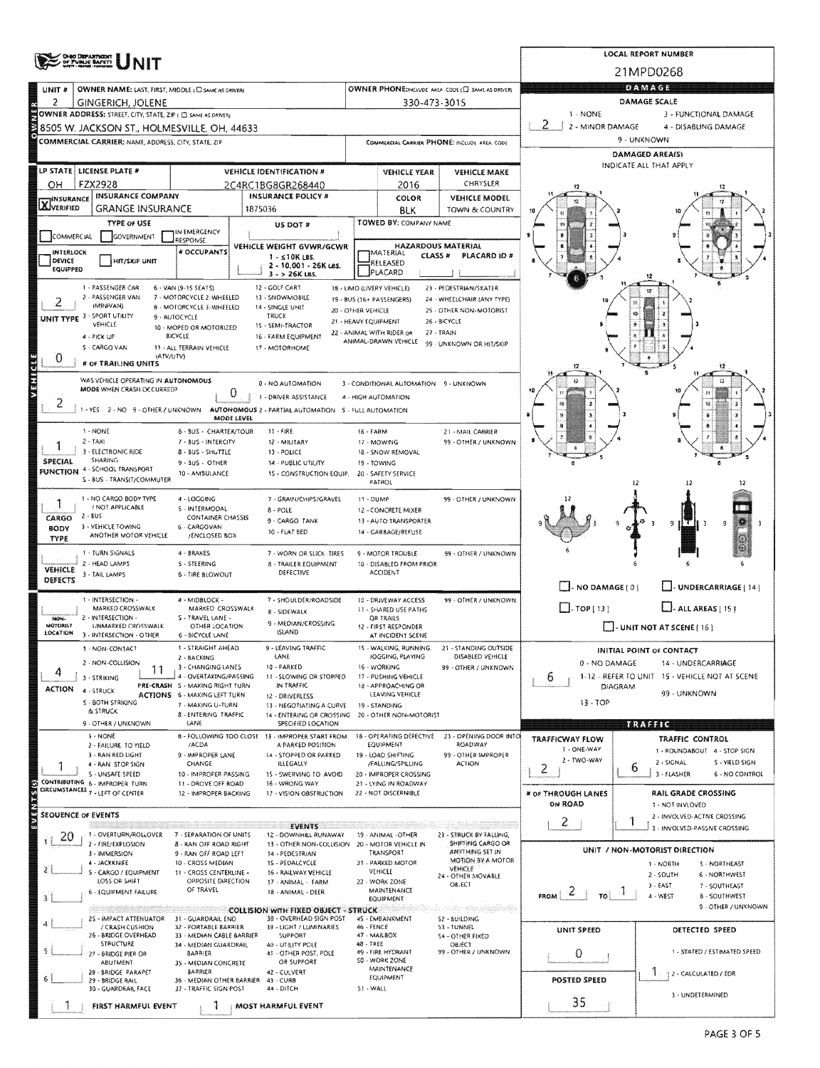# UNIT

**LOCAL REPORT NUMBER:** 21MPD0268

## OWNER

| UNIT # | OWNER NAME: LAST, FIRST, MIDDLE (☐ SAME AS DRIVER) | OWNER PHONE: INCLUDE AREA CODE (☐ SAME AS DRIVER) |
|---|---|---|
| 2 | GINGERICH, JOLENE | 330-473-3015 |

**OWNER ADDRESS:** STREET, CITY, STATE, ZIP (☐ SAME AS DRIVER)
8505 W. JACKSON ST., HOLMESVILLE, OH, 44633

**COMMERCIAL CARRIER:** NAME, ADDRESS, CITY, STATE, ZIP

**COMMERCIAL CARRIER PHONE:** INCLUDE AREA CODE

## DAMAGE

**DAMAGE SCALE:** 2
1 - NONE; 2 - MINOR DAMAGE; 3 - FUNCTIONAL DAMAGE; 4 - DISABLING DAMAGE; 9 - UNKNOWN

**DAMAGED AREA(S)** — INDICATE ALL THAT APPLY

☐ NO DAMAGE [0] ☐ UNDERCARRIAGE [14] ☐ TOP [13] ☐ ALL AREAS [15] ☐ UNIT NOT AT SCENE [16]

**INITIAL POINT OF CONTACT:** 6
0 - NO DAMAGE; 1-12 - REFER TO UNIT DIAGRAM; 13 - TOP; 14 - UNDERCARRIAGE; 15 - VEHICLE NOT AT SCENE; 99 - UNKNOWN

## VEHICLE

| LP STATE | LICENSE PLATE # | VEHICLE IDENTIFICATION # | VEHICLE YEAR | VEHICLE MAKE |
|---|---|---|---|---|
| OH | FZX2928 | 2C4RC1BG8GR268440 | 2016 | CHRYSLER |

| INSURANCE VERIFIED | INSURANCE COMPANY | INSURANCE POLICY # | COLOR | VEHICLE MODEL |
|---|---|---|---|---|
| X | GRANGE INSURANCE | 1875036 | BLK | TOWN & COUNTRY |

**TYPE OF USE:** ☐ COMMERCIAL ☐ GOVERNMENT ☐ IN EMERGENCY RESPONSE ☐ INTERLOCK DEVICE EQUIPPED ☐ HIT/SKIP UNIT

**US DOT #:**

**TOWED BY:** COMPANY NAME

**# OCCUPANTS:**

**VEHICLE WEIGHT GVWR/GCWR:** 1 - ≤10K LBS.; 2 - 10.001 - 26K LBS.; 3 - > 26K LBS.

**HAZARDOUS MATERIAL:** ☐ MATERIAL RELEASED ☐ PLACARD — CLASS # — PLACARD ID #

**UNIT TYPE:** 2
1 - PASSENGER CAR; 2 - PASSENGER VAN (MINIVAN); 3 - SPORT UTILITY VEHICLE; 4 - PICK UP; 5 - CARGO VAN; 6 - VAN (9-15 SEATS); 7 - MOTORCYCLE 2-WHEELED; 8 - MOTORCYCLE 3-WHEELED; 9 - AUTOCYCLE; 10 - MOPED OR MOTORIZED BICYCLE; 11 - ALL TERRAIN VEHICLE (ATV/UTV); 12 - GOLF CART; 13 - SNOWMOBILE; 14 - SINGLE UNIT TRUCK; 15 - SEMI-TRACTOR; 16 - FARM EQUIPMENT; 17 - MOTORHOME; 18 - LIMO (LIVERY VEHICLE); 19 - BUS (16+ PASSENGERS); 20 - OTHER VEHICLE; 21 - HEAVY EQUIPMENT; 22 - ANIMAL WITH RIDER OR ANIMAL-DRAWN VEHICLE; 23 - PEDESTRIAN/SKATER; 24 - WHEELCHAIR (ANY TYPE); 25 - OTHER NON-MOTORIST; 26 - BICYCLE; 27 - TRAIN; 99 - UNKNOWN OR HIT/SKIP

**# OF TRAILING UNITS:** 0

**WAS VEHICLE OPERATING IN AUTONOMOUS MODE WHEN CRASH OCCURRED?** 2
1 - YES; 2 - NO; 9 - OTHER / UNKNOWN

**AUTONOMOUS MODE LEVEL:** 0
0 - NO AUTOMATION; 1 - DRIVER ASSISTANCE; 2 - PARTIAL AUTOMATION; 3 - CONDITIONAL AUTOMATION; 4 - HIGH AUTOMATION; 5 - FULL AUTOMATION; 9 - UNKNOWN

**SPECIAL FUNCTION:** 1
1 - NONE; 2 - TAXI; 3 - ELECTRONIC RIDE SHARING; 4 - SCHOOL TRANSPORT; 5 - BUS - TRANSIT/COMMUTER; 6 - BUS - CHARTER/TOUR; 7 - BUS - INTERCITY; 8 - BUS - SHUTTLE; 9 - BUS - OTHER; 10 - AMBULANCE; 11 - FIRE; 12 - MILITARY; 13 - POLICE; 14 - PUBLIC UTILITY; 15 - CONSTRUCTION EQUIP.; 16 - FARM; 17 - MOWING; 18 - SNOW REMOVAL; 19 - TOWING; 20 - SAFETY SERVICE PATROL; 21 - MAIL CARRIER; 99 - OTHER / UNKNOWN

**CARGO BODY TYPE:** 1
1 - NO CARGO BODY TYPE / NOT APPLICABLE; 2 - BUS; 3 - VEHICLE TOWING ANOTHER MOTOR VEHICLE; 4 - LOGGING; 5 - INTERMODAL CONTAINER CHASSIS; 6 - CARGOVAN /ENCLOSED BOX; 7 - GRAIN/CHIPS/GRAVEL; 8 - POLE; 9 - CARGO TANK; 10 - FLAT BED; 11 - DUMP; 12 - CONCRETE MIXER; 13 - AUTO TRANSPORTER; 14 - GARBAGE/REFUSE; 99 - OTHER / UNKNOWN

**VEHICLE DEFECTS:**
1 - TURN SIGNALS; 2 - HEAD LAMPS; 3 - TAIL LAMPS; 4 - BRAKES; 5 - STEERING; 6 - TIRE BLOWOUT; 7 - WORN OR SLICK TIRES; 8 - TRAILER EQUIPMENT DEFECTIVE; 9 - MOTOR TROUBLE; 10 - DISABLED FROM PRIOR ACCIDENT; 99 - OTHER / UNKNOWN

**NON-MOTORIST LOCATION:**
1 - INTERSECTION - MARKED CROSSWALK; 2 - INTERSECTION - UNMARKED CROSSWALK; 3 - INTERSECTION - OTHER; 4 - MIDBLOCK - MARKED CROSSWALK; 5 - TRAVEL LANE - OTHER LOCATION; 6 - BICYCLE LANE; 7 - SHOULDER/ROADSIDE; 8 - SIDEWALK; 9 - MEDIAN/CROSSING ISLAND; 10 - DRIVEWAY ACCESS; 11 - SHARED USE PATHS OR TRAILS; 12 - FIRST RESPONDER AT INCIDENT SCENE; 99 - OTHER / UNKNOWN

**ACTION:** 4
1 - NON-CONTACT; 2 - NON-COLLISION; 3 - STRIKING; 4 - STRUCK; 5 - BOTH STRIKING & STRUCK; 9 - OTHER / UNKNOWN

**PRE-CRASH ACTIONS:** 11
1 - STRAIGHT AHEAD; 2 - BACKING; 3 - CHANGING LANES; 4 - OVERTAKING/PASSING; 5 - MAKING RIGHT TURN; 6 - MAKING LEFT TURN; 7 - MAKING U-TURN; 8 - ENTERING TRAFFIC LANE; 9 - LEAVING TRAFFIC LANE; 10 - PARKED; 11 - SLOWING OR STOPPED IN TRAFFIC; 12 - DRIVERLESS; 13 - NEGOTIATING A CURVE; 14 - ENTERING OR CROSSING SPECIFIED LOCATION; 15 - WALKING, RUNNING, JOGGING, PLAYING; 16 - WORKING; 17 - PUSHING VEHICLE; 18 - APPROACHING OR LEAVING VEHICLE; 19 - STANDING; 20 - OTHER NON-MOTORIST; 21 - STANDING OUTSIDE DISABLED VEHICLE; 99 - OTHER / UNKNOWN

**CONTRIBUTING CIRCUMSTANCES:** 1
1 - NONE; 2 - FAILURE TO YIELD; 3 - RAN RED LIGHT; 4 - RAN STOP SIGN; 5 - UNSAFE SPEED; 6 - IMPROPER TURN; 7 - LEFT OF CENTER; 8 - FOLLOWING TOO CLOSE /ACDA; 9 - IMPROPER LANE CHANGE; 10 - IMPROPER PASSING; 11 - DROVE OFF ROAD; 12 - IMPROPER BACKING; 13 - IMPROPER START FROM A PARKED POSITION; 14 - STOPPED OR PARKED ILLEGALLY; 15 - SWERVING TO AVOID; 16 - WRONG WAY; 17 - VISION OBSTRUCTION; 18 - OPERATING DEFECTIVE EQUIPMENT; 19 - LOAD SHIFTING /FALLING/SPILLING; 20 - IMPROPER CROSSING; 21 - LYING IN ROADWAY; 22 - NOT DISCERNIBLE; 23 - OPENING DOOR INTO ROADWAY; 99 - OTHER IMPROPER ACTION

## EVENTS

**SEQUENCE OF EVENTS**

| # | Event |
|---|---|
| 1 | 20 |
| 2 | |
| 3 | |
| 4 | |
| 5 | |
| 6 | |

**EVENTS:** 1 - OVERTURN/ROLLOVER; 2 - FIRE/EXPLOSION; 3 - IMMERSION; 4 - JACKKNIFE; 5 - CARGO / EQUIPMENT LOSS OR SHIFT; 6 - EQUIPMENT FAILURE; 7 - SEPARATION OF UNITS; 8 - RAN OFF ROAD RIGHT; 9 - RAN OFF ROAD LEFT; 10 - CROSS MEDIAN; 11 - CROSS CENTERLINE - OPPOSITE DIRECTION OF TRAVEL; 12 - DOWNHILL RUNAWAY; 13 - OTHER NON-COLLISION; 14 - PEDESTRIAN; 15 - PEDALCYCLE; 16 - RAILWAY VEHICLE; 17 - ANIMAL - FARM; 18 - ANIMAL - DEER; 19 - ANIMAL - OTHER; 20 - MOTOR VEHICLE IN TRANSPORT; 21 - PARKED MOTOR VEHICLE; 22 - WORK ZONE MAINTENANCE EQUIPMENT; 23 - STRUCK BY FALLING, SHIFTING CARGO OR ANYTHING SET IN MOTION BY A MOTOR VEHICLE; 24 - OTHER MOVABLE OBJECT

**COLLISION WITH FIXED OBJECT - STRUCK:** 25 - IMPACT ATTENUATOR / CRASH CUSHION; 26 - BRIDGE OVERHEAD STRUCTURE; 27 - BRIDGE PIER OR ABUTMENT; 28 - BRIDGE PARAPET; 29 - BRIDGE RAIL; 30 - GUARDRAIL FACE; 31 - GUARDRAIL END; 32 - PORTABLE BARRIER; 33 - MEDIAN CABLE BARRIER; 34 - MEDIAN GUARDRAIL BARRIER; 35 - MEDIAN CONCRETE BARRIER; 36 - MEDIAN OTHER BARRIER; 37 - TRAFFIC SIGN POST; 38 - OVERHEAD SIGN POST; 39 - LIGHT / LUMINARIES SUPPORT; 40 - UTILITY POLE; 41 - OTHER POST, POLE OR SUPPORT; 42 - CULVERT; 43 - CURB; 44 - DITCH; 45 - EMBANKMENT; 46 - FENCE; 47 - MAILBOX; 48 - TREE; 49 - FIRE HYDRANT; 50 - WORK ZONE MAINTENANCE EQUIPMENT; 51 - WALL; 52 - BUILDING; 53 - TUNNEL; 54 - OTHER FIXED OBJECT; 99 - OTHER / UNKNOWN

**FIRST HARMFUL EVENT:** 1 **MOST HARMFUL EVENT:** 1

## TRAFFIC

**TRAFFICWAY FLOW:** 2
1 - ONE-WAY; 2 - TWO-WAY

**TRAFFIC CONTROL:** 6
1 - ROUNDABOUT; 2 - SIGNAL; 3 - FLASHER; 4 - STOP SIGN; 5 - YIELD SIGN; 6 - NO CONTROL

**# OF THROUGH LANES ON ROAD:** 2

**RAIL GRADE CROSSING:** 1
1 - NOT INVLOVED; 2 - INVOLVED-ACTIVE CROSSING; 3 - INVOLVED-PASSIVE CROSSING

**UNIT / NON-MOTORIST DIRECTION:** FROM 2 TO 1
1 - NORTH; 2 - SOUTH; 3 - EAST; 4 - WEST; 5 - NORTHEAST; 6 - NORTHWEST; 7 - SOUTHEAST; 8 - SOUTHWEST; 9 - OTHER / UNKNOWN

**UNIT SPEED:** 0

**POSTED SPEED:** 35

**DETECTED SPEED:** 1
1 - STATED / ESTIMATED SPEED; 2 - CALCULATED / EDR; 3 - UNDETERMINED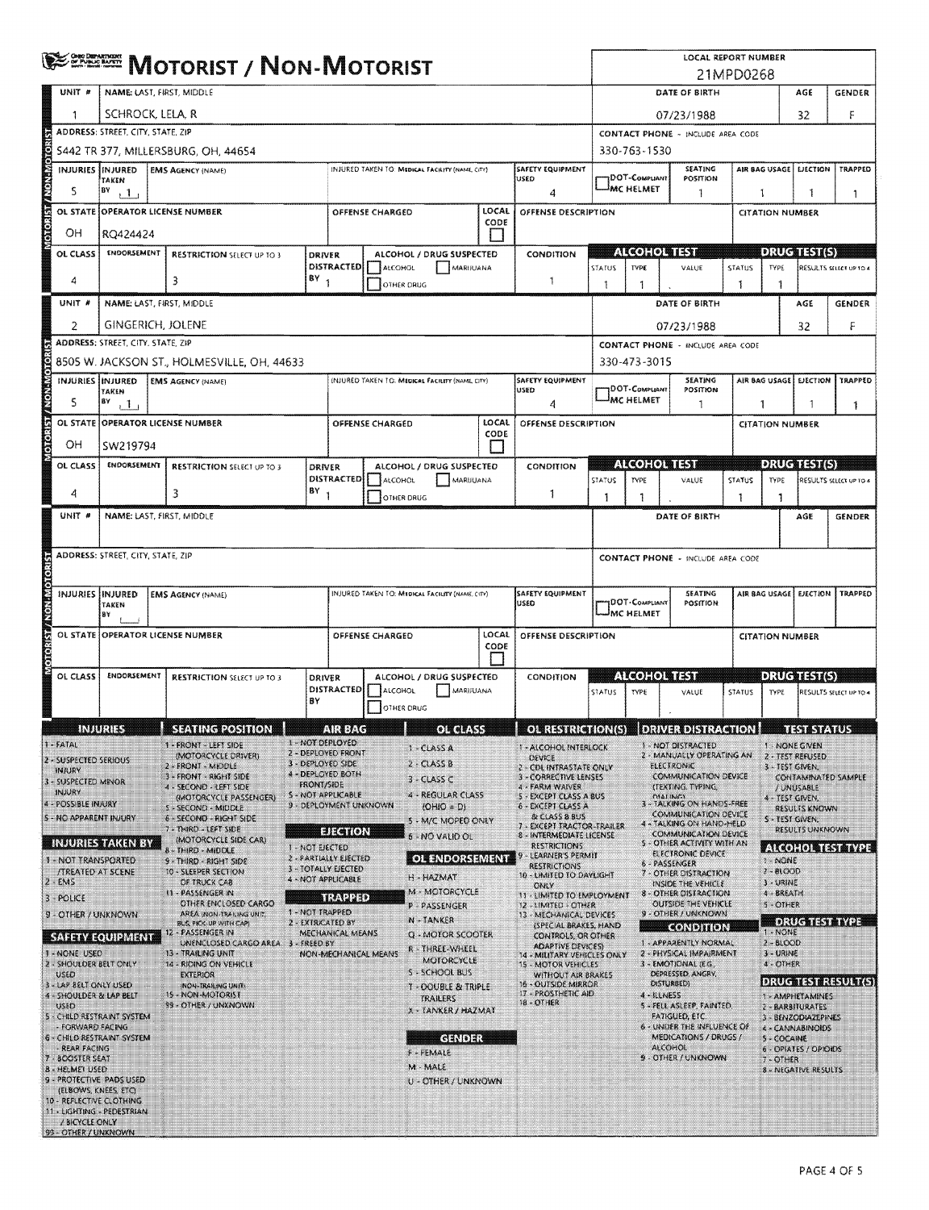# MOTORIST / NON-MOTORIST

LOCAL REPORT NUMBER: 21MPD0268

## Unit 1

| UNIT # | NAME: LAST, FIRST, MIDDLE | DATE OF BIRTH | AGE | GENDER |
|---|---|---|---|---|
| 1 | SCHROCK, LELA, R | 07/23/1988 | 32 | F |

| ADDRESS: STREET, CITY, STATE, ZIP | CONTACT PHONE - INCLUDE AREA CODE |
|---|---|
| 5442 TR 377, MILLERSBURG, OH, 44654 | 330-763-1530 |

| INJURIES | INJURED TAKEN BY | EMS AGENCY (NAME) | INJURED TAKEN TO: MEDICAL FACILITY (NAME, CITY) | SAFETY EQUIPMENT USED | DOT-COMPLIANT MC HELMET | SEATING POSITION | AIR BAG USAGE | EJECTION | TRAPPED |
|---|---|---|---|---|---|---|---|---|---|
| 5 | 1 | | | 4 | | 1 | 1 | 1 | 1 |

| OL STATE | OPERATOR LICENSE NUMBER | OFFENSE CHARGED | LOCAL CODE | OFFENSE DESCRIPTION | CITATION NUMBER |
|---|---|---|---|---|---|
| OH | RQ424424 | | | | |

| OL CLASS | ENDORSEMENT | RESTRICTION SELECT UP TO 3 | DRIVER DISTRACTED BY | ALCOHOL / DRUG SUSPECTED | CONDITION | ALCOHOL TEST STATUS | ALCOHOL TEST TYPE | ALCOHOL TEST VALUE | DRUG TEST STATUS | DRUG TEST TYPE | DRUG TEST RESULTS SELECT UP TO 4 |
|---|---|---|---|---|---|---|---|---|---|---|---|
| 4 | | 3 | 1 | ☐ ALCOHOL ☐ MARIJUANA ☐ OTHER DRUG | 1 | 1 | 1 | . | 1 | 1 | |

## Unit 2

| UNIT # | NAME: LAST, FIRST, MIDDLE | DATE OF BIRTH | AGE | GENDER |
|---|---|---|---|---|
| 2 | GINGERICH, JOLENE | 07/23/1988 | 32 | F |

| ADDRESS: STREET, CITY, STATE, ZIP | CONTACT PHONE - INCLUDE AREA CODE |
|---|---|
| 8505 W. JACKSON ST., HOLMESVILLE, OH, 44633 | 330-473-3015 |

| INJURIES | INJURED TAKEN BY | EMS AGENCY (NAME) | INJURED TAKEN TO: MEDICAL FACILITY (NAME, CITY) | SAFETY EQUIPMENT USED | DOT-COMPLIANT MC HELMET | SEATING POSITION | AIR BAG USAGE | EJECTION | TRAPPED |
|---|---|---|---|---|---|---|---|---|---|
| 5 | 1 | | | 4 | | 1 | 1 | 1 | 1 |

| OL STATE | OPERATOR LICENSE NUMBER | OFFENSE CHARGED | LOCAL CODE | OFFENSE DESCRIPTION | CITATION NUMBER |
|---|---|---|---|---|---|
| OH | SW219794 | | | | |

| OL CLASS | ENDORSEMENT | RESTRICTION SELECT UP TO 3 | DRIVER DISTRACTED BY | ALCOHOL / DRUG SUSPECTED | CONDITION | ALCOHOL TEST STATUS | ALCOHOL TEST TYPE | ALCOHOL TEST VALUE | DRUG TEST STATUS | DRUG TEST TYPE | DRUG TEST RESULTS SELECT UP TO 4 |
|---|---|---|---|---|---|---|---|---|---|---|---|
| 4 | | 3 | 1 | ☐ ALCOHOL ☐ MARIJUANA ☐ OTHER DRUG | 1 | 1 | 1 | . | 1 | 1 | |

## Unit (blank)

| UNIT # | NAME: LAST, FIRST, MIDDLE | DATE OF BIRTH | AGE | GENDER |
|---|---|---|---|---|
| | | | | |

| ADDRESS: STREET, CITY, STATE, ZIP | CONTACT PHONE - INCLUDE AREA CODE |
|---|---|
| | |

| INJURIES | INJURED TAKEN BY | EMS AGENCY (NAME) | INJURED TAKEN TO: MEDICAL FACILITY (NAME, CITY) | SAFETY EQUIPMENT USED | DOT-COMPLIANT MC HELMET | SEATING POSITION | AIR BAG USAGE | EJECTION | TRAPPED |
|---|---|---|---|---|---|---|---|---|---|
| | | | | | | | | | |

| OL STATE | OPERATOR LICENSE NUMBER | OFFENSE CHARGED | LOCAL CODE | OFFENSE DESCRIPTION | CITATION NUMBER |
|---|---|---|---|---|---|
| | | | | | |

| OL CLASS | ENDORSEMENT | RESTRICTION SELECT UP TO 3 | DRIVER DISTRACTED BY | ALCOHOL / DRUG SUSPECTED | CONDITION | ALCOHOL TEST STATUS | ALCOHOL TEST TYPE | ALCOHOL TEST VALUE | DRUG TEST STATUS | DRUG TEST TYPE | DRUG TEST RESULTS SELECT UP TO 4 |
|---|---|---|---|---|---|---|---|---|---|---|---|
| | | | | ☐ ALCOHOL ☐ MARIJUANA ☐ OTHER DRUG | | | | . | | | |

## Codes

**INJURIES**
- 1 - FATAL
- 2 - SUSPECTED SERIOUS INJURY
- 3 - SUSPECTED MINOR INJURY
- 4 - POSSIBLE INJURY
- 5 - NO APPARENT INJURY

**INJURIES TAKEN BY**
- 1 - NOT TRANSPORTED /TREATED AT SCENE
- 2 - EMS
- 3 - POLICE
- 9 - OTHER / UNKNOWN

**SAFETY EQUIPMENT**
- 1 - NONE USED
- 2 - SHOULDER BELT ONLY USED
- 3 - LAP BELT ONLY USED
- 4 - SHOULDER & LAP BELT USED
- 5 - CHILD RESTRAINT SYSTEM - FORWARD FACING
- 6 - CHILD RESTRAINT SYSTEM - REAR FACING
- 7 - BOOSTER SEAT
- 8 - HELMET USED
- 9 - PROTECTIVE PADS USED (ELBOWS, KNEES, ETC)
- 10 - REFLECTIVE CLOTHING
- 11 - LIGHTING - PEDESTRIAN / BICYCLE ONLY
- 99 - OTHER / UNKNOWN

**SEATING POSITION**
- 1 - FRONT - LEFT SIDE (MOTORCYCLE DRIVER)
- 2 - FRONT - MIDDLE
- 3 - FRONT - RIGHT SIDE
- 4 - SECOND - LEFT SIDE (MOTORCYCLE PASSENGER)
- 5 - SECOND - MIDDLE
- 6 - SECOND - RIGHT SIDE
- 7 - THIRD - LEFT SIDE (MOTORCYCLE SIDE CAR)
- 8 - THIRD - MIDDLE
- 9 - THIRD - RIGHT SIDE
- 10 - SLEEPER SECTION OF TRUCK CAB
- 11 - PASSENGER IN OTHER ENCLOSED CARGO AREA (NON-TRAILING UNIT, BUS, PICK-UP WITH CAP)
- 12 - PASSENGER IN UNENCLOSED CARGO AREA
- 13 - TRAILING UNIT
- 14 - RIDING ON VEHICLE EXTERIOR (NON-TRAILING UNIT)
- 15 - NON-MOTORIST
- 99 - OTHER / UNKNOWN

**AIR BAG**
- 1 - NOT DEPLOYED
- 2 - DEPLOYED FRONT
- 3 - DEPLOYED SIDE
- 4 - DEPLOYED BOTH FRONT/SIDE
- 5 - NOT APPLICABLE
- 9 - DEPLOYMENT UNKNOWN

**EJECTION**
- 1 - NOT EJECTED
- 2 - PARTIALLY EJECTED
- 3 - TOTALLY EJECTED
- 4 - NOT APPLICABLE

**TRAPPED**
- 1 - NOT TRAPPED
- 2 - EXTRICATED BY MECHANICAL MEANS
- 3 - FREED BY NON-MECHANICAL MEANS

**OL CLASS**
- 1 - CLASS A
- 2 - CLASS B
- 3 - CLASS C
- 4 - REGULAR CLASS (OHIO = D)
- 5 - M/C MOPED ONLY
- 6 - NO VALID OL

**OL ENDORSEMENT**
- H - HAZMAT
- M - MOTORCYCLE
- P - PASSENGER
- N - TANKER
- Q - MOTOR SCOOTER
- R - THREE-WHEEL MOTORCYCLE
- S - SCHOOL BUS
- T - DOUBLE & TRIPLE TRAILERS
- X - TANKER / HAZMAT

**GENDER**
- F - FEMALE
- M - MALE
- U - OTHER / UNKNOWN

**OL RESTRICTION(S)**
- 1 - ALCOHOL INTERLOCK DEVICE
- 2 - CDL INTRASTATE ONLY
- 3 - CORRECTIVE LENSES
- 4 - FARM WAIVER
- 5 - EXCEPT CLASS A BUS
- 6 - EXCEPT CLASS A & CLASS B BUS
- 7 - EXCEPT TRACTOR-TRAILER
- 8 - INTERMEDIATE LICENSE RESTRICTIONS
- 9 - LEARNER'S PERMIT RESTRICTIONS
- 10 - LIMITED TO DAYLIGHT ONLY
- 11 - LIMITED TO EMPLOYMENT
- 12 - LIMITED - OTHER
- 13 - MECHANICAL DEVICES (SPECIAL BRAKES, HAND CONTROLS, OR OTHER ADAPTIVE DEVICES)
- 14 - MILITARY VEHICLES ONLY
- 15 - MOTOR VEHICLES WITHOUT AIR BRAKES
- 16 - OUTSIDE MIRROR
- 17 - PROSTHETIC AID
- 18 - OTHER

**DRIVER DISTRACTION**
- 1 - NOT DISTRACTED
- 2 - MANUALLY OPERATING AN ELECTRONIC COMMUNICATION DEVICE (TEXTING, TYPING, DIALING)
- 3 - TALKING ON HANDS-FREE COMMUNICATION DEVICE
- 4 - TALKING ON HAND-HELD COMMUNICATION DEVICE
- 5 - OTHER ACTIVITY WITH AN ELECTRONIC DEVICE
- 6 - PASSENGER
- 7 - OTHER DISTRACTION INSIDE THE VEHICLE
- 8 - OTHER DISTRACTION OUTSIDE THE VEHICLE
- 9 - OTHER / UNKNOWN

**CONDITION**
- 1 - APPARENTLY NORMAL
- 2 - PHYSICAL IMPAIRMENT
- 3 - EMOTIONAL (E.G., DEPRESSED, ANGRY, DISTURBED)
- 4 - ILLNESS
- 5 - FELL ASLEEP, FAINTED, FATIGUED, ETC.
- 6 - UNDER THE INFLUENCE OF MEDICATIONS / DRUGS / ALCOHOL
- 9 - OTHER / UNKNOWN

**TEST STATUS**
- 1 - NONE GIVEN
- 2 - TEST REFUSED
- 3 - TEST GIVEN, CONTAMINATED SAMPLE / UNUSABLE
- 4 - TEST GIVEN, RESULTS KNOWN
- 5 - TEST GIVEN, RESULTS UNKNOWN

**ALCOHOL TEST TYPE**
- 1 - NONE
- 2 - BLOOD
- 3 - URINE
- 4 - BREATH
- 5 - OTHER

**DRUG TEST TYPE**
- 1 - NONE
- 2 - BLOOD
- 3 - URINE
- 4 - OTHER

**DRUG TEST RESULT(S)**
- 1 - AMPHETAMINES
- 2 - BARBITURATES
- 3 - BENZODIAZEPINES
- 4 - CANNABINOIDS
- 5 - COCAINE
- 6 - OPIATES / OPIOIDS
- 7 - OTHER
- 8 - NEGATIVE RESULTS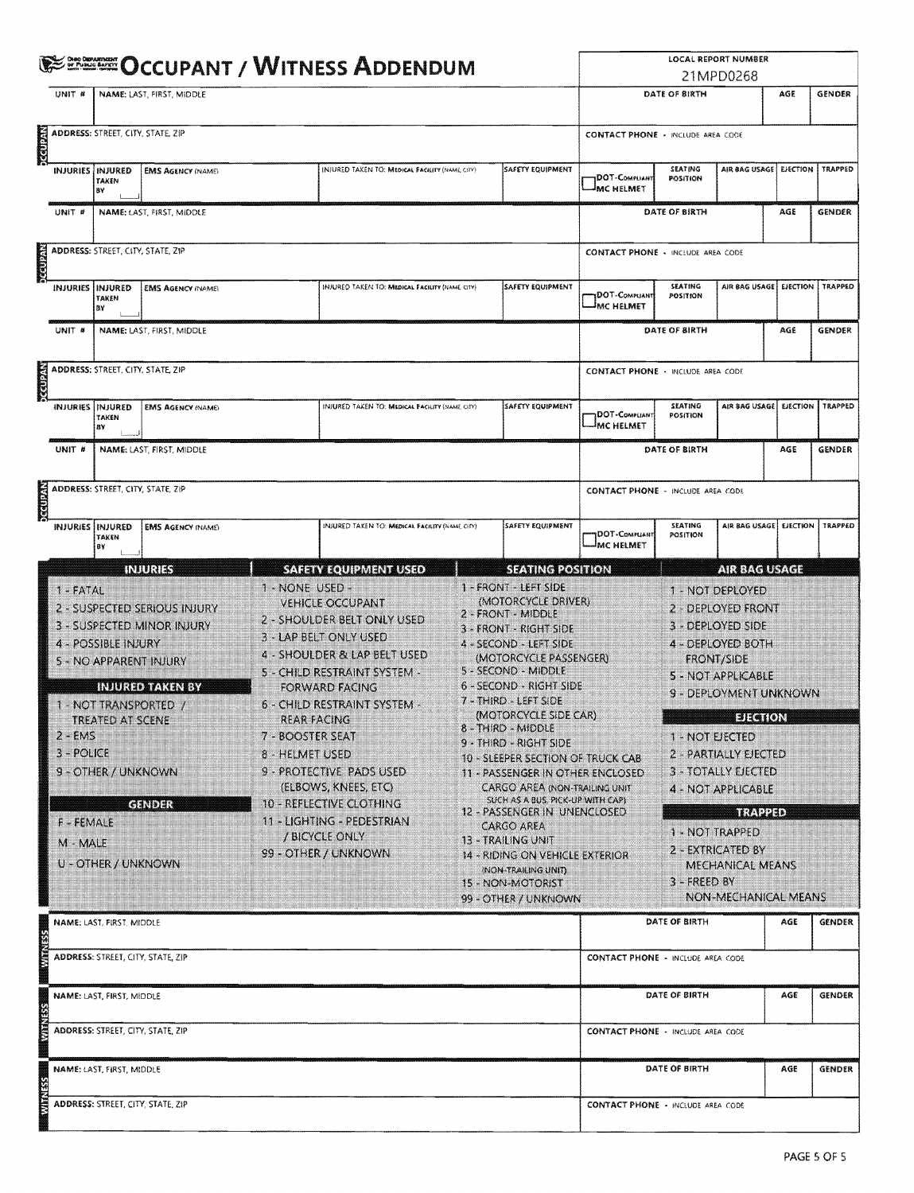# OCCUPANT / WITNESS ADDENDUM

Ohio Department of Public Safety

**LOCAL REPORT NUMBER:** 21MPD0268

## OCCUPANT

| UNIT # | NAME: LAST, FIRST, MIDDLE | DATE OF BIRTH | AGE | GENDER |
|---|---|---|---|---|
| | | | | |

| ADDRESS: STREET, CITY, STATE, ZIP | CONTACT PHONE - INCLUDE AREA CODE |
|---|---|
| | |

| INJURIES | INJURED TAKEN BY | EMS AGENCY (NAME) | INJURED TAKEN TO: MEDICAL FACILITY (NAME, CITY) | SAFETY EQUIPMENT | DOT-COMPLIANT MC HELMET | SEATING POSITION | AIR BAG USAGE | EJECTION | TRAPPED |
|---|---|---|---|---|---|---|---|---|---|
| | | | | | | | | | |

## OCCUPANT

| UNIT # | NAME: LAST, FIRST, MIDDLE | DATE OF BIRTH | AGE | GENDER |
|---|---|---|---|---|
| | | | | |

| ADDRESS: STREET, CITY, STATE, ZIP | CONTACT PHONE - INCLUDE AREA CODE |
|---|---|
| | |

| INJURIES | INJURED TAKEN BY | EMS AGENCY (NAME) | INJURED TAKEN TO: MEDICAL FACILITY (NAME, CITY) | SAFETY EQUIPMENT | DOT-COMPLIANT MC HELMET | SEATING POSITION | AIR BAG USAGE | EJECTION | TRAPPED |
|---|---|---|---|---|---|---|---|---|---|
| | | | | | | | | | |

## OCCUPANT

| UNIT # | NAME: LAST, FIRST, MIDDLE | DATE OF BIRTH | AGE | GENDER |
|---|---|---|---|---|
| | | | | |

| ADDRESS: STREET, CITY, STATE, ZIP | CONTACT PHONE - INCLUDE AREA CODE |
|---|---|
| | |

| INJURIES | INJURED TAKEN BY | EMS AGENCY (NAME) | INJURED TAKEN TO: MEDICAL FACILITY (NAME, CITY) | SAFETY EQUIPMENT | DOT-COMPLIANT MC HELMET | SEATING POSITION | AIR BAG USAGE | EJECTION | TRAPPED |
|---|---|---|---|---|---|---|---|---|---|
| | | | | | | | | | |

## OCCUPANT

| UNIT # | NAME: LAST, FIRST, MIDDLE | DATE OF BIRTH | AGE | GENDER |
|---|---|---|---|---|
| | | | | |

| ADDRESS: STREET, CITY, STATE, ZIP | CONTACT PHONE - INCLUDE AREA CODE |
|---|---|
| | |

| INJURIES | INJURED TAKEN BY | EMS AGENCY (NAME) | INJURED TAKEN TO: MEDICAL FACILITY (NAME, CITY) | SAFETY EQUIPMENT | DOT-COMPLIANT MC HELMET | SEATING POSITION | AIR BAG USAGE | EJECTION | TRAPPED |
|---|---|---|---|---|---|---|---|---|---|
| | | | | | | | | | |

### INJURIES
1 - FATAL
2 - SUSPECTED SERIOUS INJURY
3 - SUSPECTED MINOR INJURY
4 - POSSIBLE INJURY
5 - NO APPARENT INJURY

### INJURED TAKEN BY
1 - NOT TRANSPORTED / TREATED AT SCENE
2 - EMS
3 - POLICE
9 - OTHER / UNKNOWN

### GENDER
F - FEMALE
M - MALE
U - OTHER / UNKNOWN

### SAFETY EQUIPMENT USED
1 - NONE USED - VEHICLE OCCUPANT
2 - SHOULDER BELT ONLY USED
3 - LAP BELT ONLY USED
4 - SHOULDER & LAP BELT USED
5 - CHILD RESTRAINT SYSTEM - FORWARD FACING
6 - CHILD RESTRAINT SYSTEM - REAR FACING
7 - BOOSTER SEAT
8 - HELMET USED
9 - PROTECTIVE PADS USED (ELBOWS, KNEES, ETC)
10 - REFLECTIVE CLOTHING
11 - LIGHTING - PEDESTRIAN / BICYCLE ONLY
99 - OTHER / UNKNOWN

### SEATING POSITION
1 - FRONT - LEFT SIDE (MOTORCYCLE DRIVER)
2 - FRONT - MIDDLE
3 - FRONT - RIGHT SIDE
4 - SECOND - LEFT SIDE (MOTORCYCLE PASSENGER)
5 - SECOND - MIDDLE
6 - SECOND - RIGHT SIDE
7 - THIRD - LEFT SIDE (MOTORCYCLE SIDE CAR)
8 - THIRD - MIDDLE
9 - THIRD - RIGHT SIDE
10 - SLEEPER SECTION OF TRUCK CAB
11 - PASSENGER IN OTHER ENCLOSED CARGO AREA (NON-TRAILING UNIT SUCH AS A BUS, PICK-UP WITH CAP)
12 - PASSENGER IN UNENCLOSED CARGO AREA
13 - TRAILING UNIT
14 - RIDING ON VEHICLE EXTERIOR (NON-TRAILING UNIT)
15 - NON-MOTORIST
99 - OTHER / UNKNOWN

### AIR BAG USAGE
1 - NOT DEPLOYED
2 - DEPLOYED FRONT
3 - DEPLOYED SIDE
4 - DEPLOYED BOTH FRONT/SIDE
5 - NOT APPLICABLE
9 - DEPLOYMENT UNKNOWN

### EJECTION
1 - NOT EJECTED
2 - PARTIALLY EJECTED
3 - TOTALLY EJECTED
4 - NOT APPLICABLE

### TRAPPED
1 - NOT TRAPPED
2 - EXTRICATED BY MECHANICAL MEANS
3 - FREED BY NON-MECHANICAL MEANS

## WITNESS

| NAME: LAST, FIRST, MIDDLE | DATE OF BIRTH | AGE | GENDER |
|---|---|---|---|
| | | | |

| ADDRESS: STREET, CITY, STATE, ZIP | CONTACT PHONE - INCLUDE AREA CODE |
|---|---|
| | |

## WITNESS

| NAME: LAST, FIRST, MIDDLE | DATE OF BIRTH | AGE | GENDER |
|---|---|---|---|
| | | | |

| ADDRESS: STREET, CITY, STATE, ZIP | CONTACT PHONE - INCLUDE AREA CODE |
|---|---|
| | |

## WITNESS

| NAME: LAST, FIRST, MIDDLE | DATE OF BIRTH | AGE | GENDER |
|---|---|---|---|
| | | | |

| ADDRESS: STREET, CITY, STATE, ZIP | CONTACT PHONE - INCLUDE AREA CODE |
|---|---|
| | |